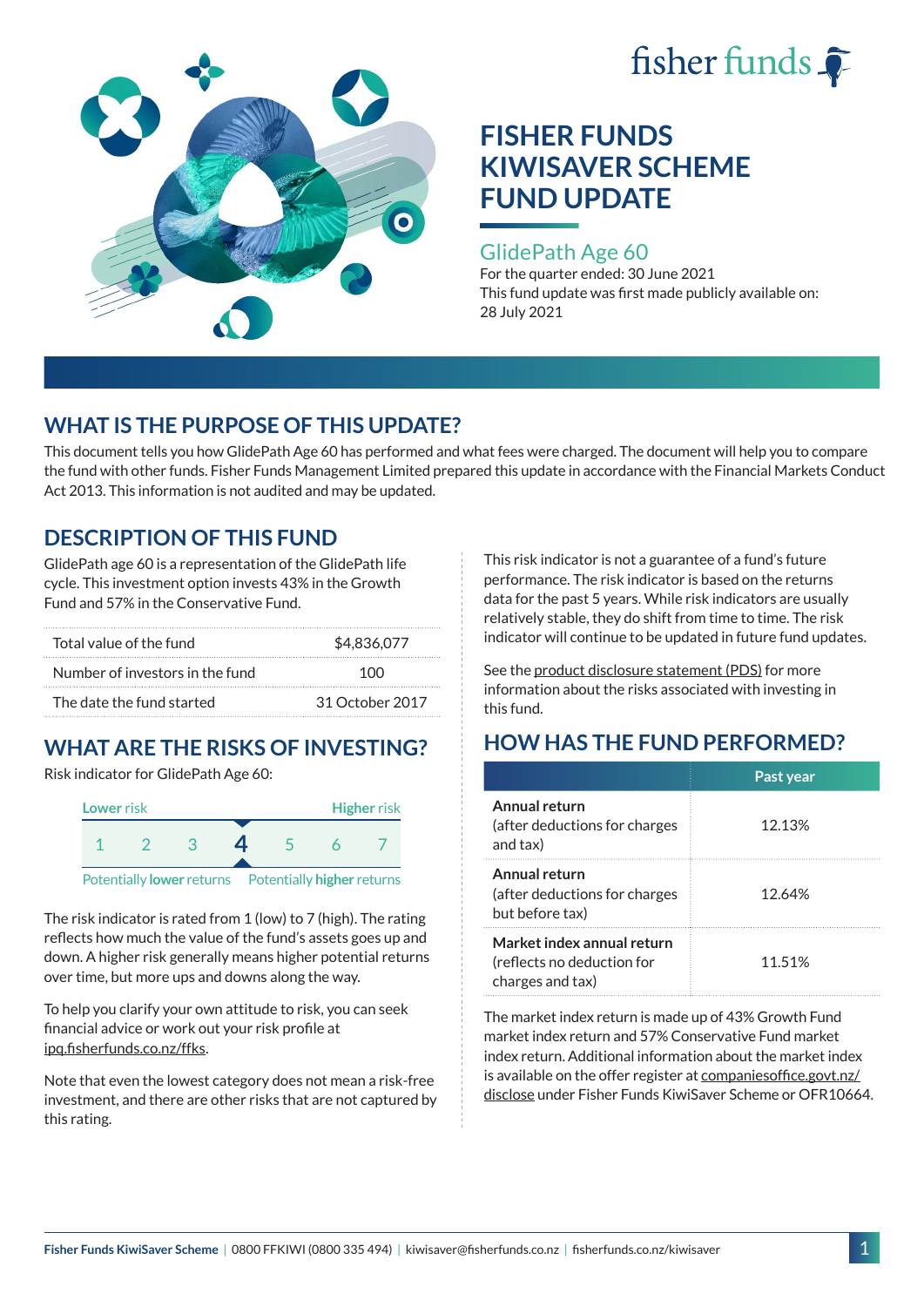# FISHER FUNDS KIWISAVER SCHEME FUND UPDATE

## GlidePath Age 60

For the quarter ended: 30 June 2021

This fund update was first made publicly available on: 28 July 2021

## WHAT IS THE PURPOSE OF THIS UPDATE?

This document tells you how GlidePath Age 60 has performed and what fees were charged. The document will help you to compare the fund with other funds. Fisher Funds Management Limited prepared this update in accordance with the Financial Markets Conduct Act 2013. This information is not audited and may be updated.

## DESCRIPTION OF THIS FUND

GlidePath age 60 is a representation of the GlidePath life cycle. This investment option invests 43% in the Growth Fund and 57% in the Conservative Fund.

| | |
|---|---|
| Total value of the fund | $4,836,077 |
| Number of investors in the fund | 100 |
| The date the fund started | 31 October 2017 |

## WHAT ARE THE RISKS OF INVESTING?

Risk indicator for GlidePath Age 60:

Lower risk — Higher risk

1 2 3 **4** 5 6 7

Potentially **lower** returns — Potentially **higher** returns

The risk indicator is rated from 1 (low) to 7 (high). The rating reflects how much the value of the fund's assets goes up and down. A higher risk generally means higher potential returns over time, but more ups and downs along the way.

To help you clarify your own attitude to risk, you can seek financial advice or work out your risk profile at ipq.fisherfunds.co.nz/ffks.

Note that even the lowest category does not mean a risk-free investment, and there are other risks that are not captured by this rating.

This risk indicator is not a guarantee of a fund's future performance. The risk indicator is based on the returns data for the past 5 years. While risk indicators are usually relatively stable, they do shift from time to time. The risk indicator will continue to be updated in future fund updates.

See the product disclosure statement (PDS) for more information about the risks associated with investing in this fund.

## HOW HAS THE FUND PERFORMED?

| | Past year |
|---|---|
| **Annual return** (after deductions for charges and tax) | 12.13% |
| **Annual return** (after deductions for charges but before tax) | 12.64% |
| **Market index annual return** (reflects no deduction for charges and tax) | 11.51% |

The market index return is made up of 43% Growth Fund market index return and 57% Conservative Fund market index return. Additional information about the market index is available on the offer register at companiesoffice.govt.nz/disclose under Fisher Funds KiwiSaver Scheme or OFR10664.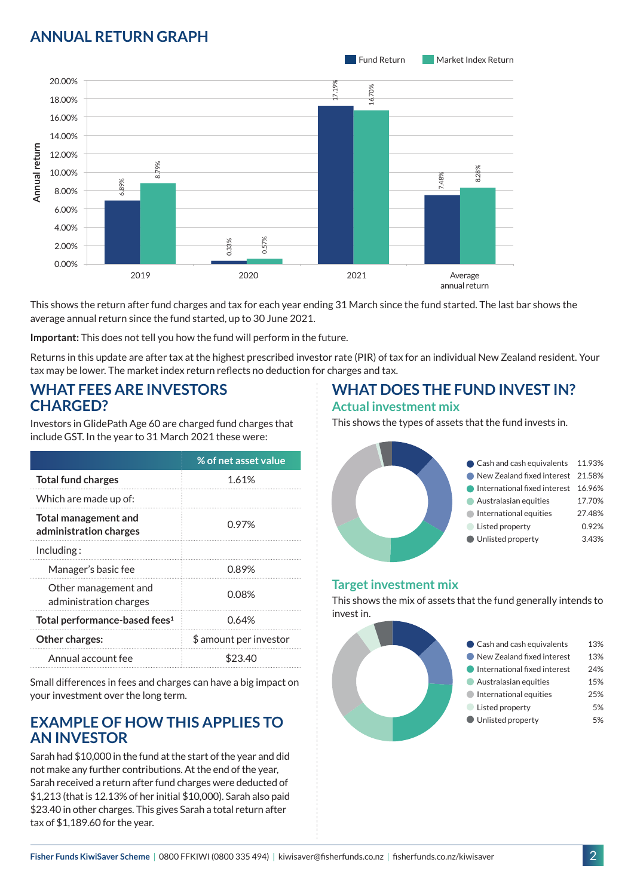## ANNUAL RETURN GRAPH

| | Fund Return | Market Index Return |
|---|---|---|
| 2019 | 6.89% | 8.79% |
| 2020 | 0.33% | 0.57% |
| 2021 | 17.19% | 16.70% |
| Average annual return | 7.48% | 8.28% |

This shows the return after fund charges and tax for each year ending 31 March since the fund started. The last bar shows the average annual return since the fund started, up to 30 June 2021.

**Important:** This does not tell you how the fund will perform in the future.

Returns in this update are after tax at the highest prescribed investor rate (PIR) of tax for an individual New Zealand resident. Your tax may be lower. The market index return reflects no deduction for charges and tax.

## WHAT FEES ARE INVESTORS CHARGED?

Investors in GlidePath Age 60 are charged fund charges that include GST. In the year to 31 March 2021 these were:

| | % of net asset value |
|---|---|
| **Total fund charges** | 1.61% |
| Which are made up of: | |
| **Total management and administration charges** | 0.97% |
| Including : | |
| Manager's basic fee | 0.89% |
| Other management and administration charges | 0.08% |
| **Total performance-based fees**[1] | 0.64% |
| **Other charges:** | $ amount per investor |
| Annual account fee | $23.40 |

Small differences in fees and charges can have a big impact on your investment over the long term.

## EXAMPLE OF HOW THIS APPLIES TO AN INVESTOR

Sarah had $10,000 in the fund at the start of the year and did not make any further contributions. At the end of the year, Sarah received a return after fund charges were deducted of $1,213 (that is 12.13% of her initial $10,000). Sarah also paid $23.40 in other charges. This gives Sarah a total return after tax of $1,189.60 for the year.

## WHAT DOES THE FUND INVEST IN?

### Actual investment mix

This shows the types of assets that the fund invests in.

| Asset type | % |
|---|---|
| Cash and cash equivalents | 11.93% |
| New Zealand fixed interest | 21.58% |
| International fixed interest | 16.96% |
| Australasian equities | 17.70% |
| International equities | 27.48% |
| Listed property | 0.92% |
| Unlisted property | 3.43% |

### Target investment mix

This shows the mix of assets that the fund generally intends to invest in.

| Asset type | % |
|---|---|
| Cash and cash equivalents | 13% |
| New Zealand fixed interest | 13% |
| International fixed interest | 24% |
| Australasian equities | 15% |
| International equities | 25% |
| Listed property | 5% |
| Unlisted property | 5% |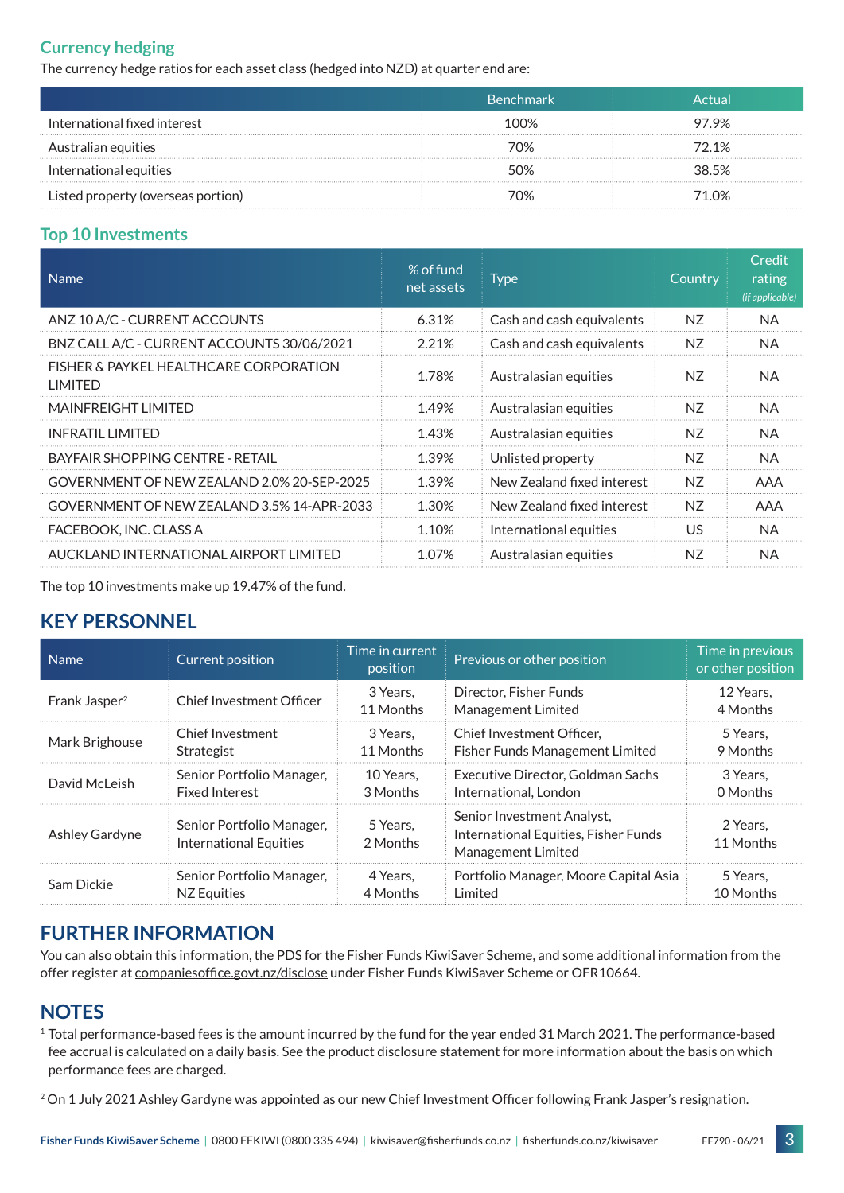## Currency hedging

The currency hedge ratios for each asset class (hedged into NZD) at quarter end are:

| | Benchmark | Actual |
|---|---|---|
| International fixed interest | 100% | 97.9% |
| Australian equities | 70% | 72.1% |
| International equities | 50% | 38.5% |
| Listed property (overseas portion) | 70% | 71.0% |

## Top 10 Investments

| Name | % of fund net assets | Type | Country | Credit rating *(if applicable)* |
|---|---|---|---|---|
| ANZ 10 A/C - CURRENT ACCOUNTS | 6.31% | Cash and cash equivalents | NZ | NA |
| BNZ CALL A/C - CURRENT ACCOUNTS 30/06/2021 | 2.21% | Cash and cash equivalents | NZ | NA |
| FISHER & PAYKEL HEALTHCARE CORPORATION LIMITED | 1.78% | Australasian equities | NZ | NA |
| MAINFREIGHT LIMITED | 1.49% | Australasian equities | NZ | NA |
| INFRATIL LIMITED | 1.43% | Australasian equities | NZ | NA |
| BAYFAIR SHOPPING CENTRE - RETAIL | 1.39% | Unlisted property | NZ | NA |
| GOVERNMENT OF NEW ZEALAND 2.0% 20-SEP-2025 | 1.39% | New Zealand fixed interest | NZ | AAA |
| GOVERNMENT OF NEW ZEALAND 3.5% 14-APR-2033 | 1.30% | New Zealand fixed interest | NZ | AAA |
| FACEBOOK, INC. CLASS A | 1.10% | International equities | US | NA |
| AUCKLAND INTERNATIONAL AIRPORT LIMITED | 1.07% | Australasian equities | NZ | NA |

The top 10 investments make up 19.47% of the fund.

# KEY PERSONNEL

| Name | Current position | Time in current position | Previous or other position | Time in previous or other position |
|---|---|---|---|---|
| Frank Jasper[2] | Chief Investment Officer | 3 Years, 11 Months | Director, Fisher Funds Management Limited | 12 Years, 4 Months |
| Mark Brighouse | Chief Investment Strategist | 3 Years, 11 Months | Chief Investment Officer, Fisher Funds Management Limited | 5 Years, 9 Months |
| David McLeish | Senior Portfolio Manager, Fixed Interest | 10 Years, 3 Months | Executive Director, Goldman Sachs International, London | 3 Years, 0 Months |
| Ashley Gardyne | Senior Portfolio Manager, International Equities | 5 Years, 2 Months | Senior Investment Analyst, International Equities, Fisher Funds Management Limited | 2 Years, 11 Months |
| Sam Dickie | Senior Portfolio Manager, NZ Equities | 4 Years, 4 Months | Portfolio Manager, Moore Capital Asia Limited | 5 Years, 10 Months |

# FURTHER INFORMATION

You can also obtain this information, the PDS for the Fisher Funds KiwiSaver Scheme, and some additional information from the offer register at companiesoffice.govt.nz/disclose under Fisher Funds KiwiSaver Scheme or OFR10664.

# NOTES

[1] Total performance-based fees is the amount incurred by the fund for the year ended 31 March 2021. The performance-based fee accrual is calculated on a daily basis. See the product disclosure statement for more information about the basis on which performance fees are charged.

[2] On 1 July 2021 Ashley Gardyne was appointed as our new Chief Investment Officer following Frank Jasper's resignation.